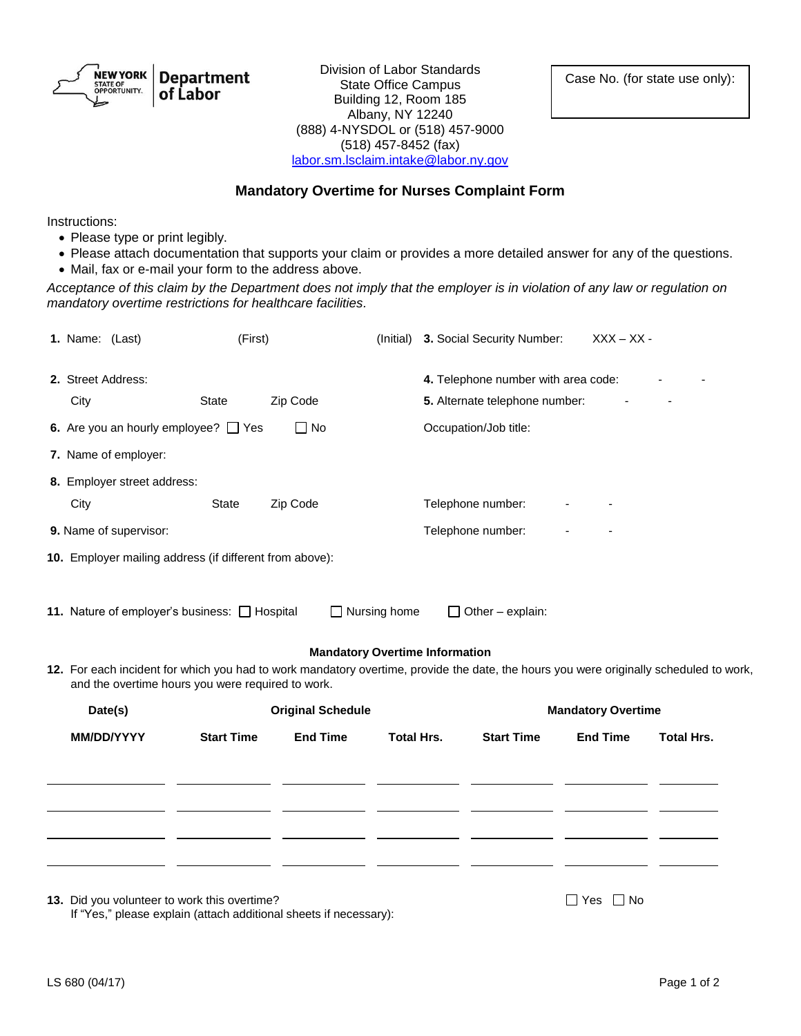NEW YORK STATE OF OPPORTUNITY. Department of Labor

Division of Labor Standards
State Office Campus
Building 12, Room 185
Albany, NY 12240
(888) 4-NYSDOL or (518) 457-9000
(518) 457-8452 (fax)
labor.sm.lsclaim.intake@labor.ny.gov

Case No. (for state use only):

## Mandatory Overtime for Nurses Complaint Form

Instructions:

- Please type or print legibly.
- Please attach documentation that supports your claim or provides a more detailed answer for any of the questions.
- Mail, fax or e-mail your form to the address above.

*Acceptance of this claim by the Department does not imply that the employer is in violation of any law or regulation on mandatory overtime restrictions for healthcare facilities.*

**1.** Name: (Last) (First) (Initial)

**3.** Social Security Number: XXX – XX -

**2.** Street Address:

City State Zip Code

**4.** Telephone number with area code: - -

**5.** Alternate telephone number: - -

**6.** Are you an hourly employee? ☐ Yes ☐ No

Occupation/Job title:

**7.** Name of employer:

**8.** Employer street address:

City State Zip Code

Telephone number: - -

**9.** Name of supervisor:

Telephone number: - -

**10.** Employer mailing address (if different from above):

**11.** Nature of employer's business: ☐ Hospital ☐ Nursing home ☐ Other – explain:

### Mandatory Overtime Information

**12.** For each incident for which you had to work mandatory overtime, provide the date, the hours you were originally scheduled to work, and the overtime hours you were required to work.

| Date(s) | Original Schedule | | | Mandatory Overtime | | |
|---|---|---|---|---|---|---|
| MM/DD/YYYY | Start Time | End Time | Total Hrs. | Start Time | End Time | Total Hrs. |
| | | | | | | |
| | | | | | | |
| | | | | | | |
| | | | | | | |

**13.** Did you volunteer to work this overtime? ☐ Yes ☐ No
If "Yes," please explain (attach additional sheets if necessary):

LS 680 (04/17)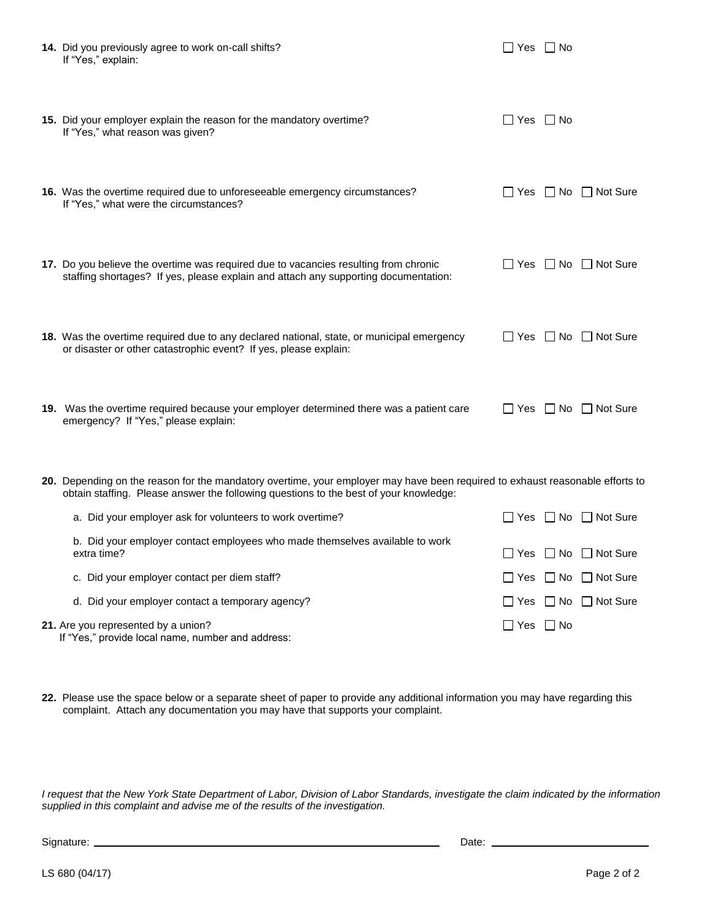14. Did you previously agree to work on-call shifts? ☐ Yes ☐ No
If "Yes," explain:

15. Did your employer explain the reason for the mandatory overtime? ☐ Yes ☐ No
If "Yes," what reason was given?

16. Was the overtime required due to unforeseeable emergency circumstances? ☐ Yes ☐ No ☐ Not Sure
If "Yes," what were the circumstances?

17. Do you believe the overtime was required due to vacancies resulting from chronic staffing shortages? If yes, please explain and attach any supporting documentation: ☐ Yes ☐ No ☐ Not Sure

18. Was the overtime required due to any declared national, state, or municipal emergency or disaster or other catastrophic event? If yes, please explain: ☐ Yes ☐ No ☐ Not Sure

19. Was the overtime required because your employer determined there was a patient care emergency? If "Yes," please explain: ☐ Yes ☐ No ☐ Not Sure

20. Depending on the reason for the mandatory overtime, your employer may have been required to exhaust reasonable efforts to obtain staffing. Please answer the following questions to the best of your knowledge:

a. Did your employer ask for volunteers to work overtime? ☐ Yes ☐ No ☐ Not Sure

b. Did your employer contact employees who made themselves available to work extra time? ☐ Yes ☐ No ☐ Not Sure

c. Did your employer contact per diem staff? ☐ Yes ☐ No ☐ Not Sure

d. Did your employer contact a temporary agency? ☐ Yes ☐ No ☐ Not Sure

21. Are you represented by a union? ☐ Yes ☐ No
If "Yes," provide local name, number and address:

22. Please use the space below or a separate sheet of paper to provide any additional information you may have regarding this complaint. Attach any documentation you may have that supports your complaint.

*I request that the New York State Department of Labor, Division of Labor Standards, investigate the claim indicated by the information supplied in this complaint and advise me of the results of the investigation.*

Signature: ______________________________ Date: ____________________

LS 680 (04/17)